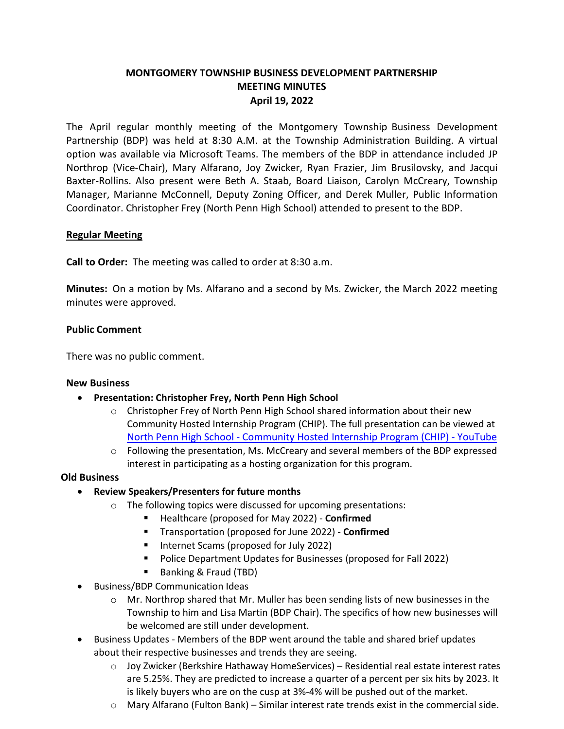# MONTGOMERY TOWNSHIP BUSINESS DEVELOPMENT PARTNERSHIP
## MEETING MINUTES
### April 19, 2022

The April regular monthly meeting of the Montgomery Township Business Development Partnership (BDP) was held at 8:30 A.M. at the Township Administration Building. A virtual option was available via Microsoft Teams. The members of the BDP in attendance included JP Northrop (Vice-Chair), Mary Alfarano, Joy Zwicker, Ryan Frazier, Jim Brusilovsky, and Jacqui Baxter-Rollins. Also present were Beth A. Staab, Board Liaison, Carolyn McCreary, Township Manager, Marianne McConnell, Deputy Zoning Officer, and Derek Muller, Public Information Coordinator. Christopher Frey (North Penn High School) attended to present to the BDP.

**Regular Meeting**

**Call to Order:** The meeting was called to order at 8:30 a.m.

**Minutes:** On a motion by Ms. Alfarano and a second by Ms. Zwicker, the March 2022 meeting minutes were approved.

**Public Comment**

There was no public comment.

**New Business**

- **Presentation: Christopher Frey, North Penn High School**
  - Christopher Frey of North Penn High School shared information about their new Community Hosted Internship Program (CHIP). The full presentation can be viewed at North Penn High School - Community Hosted Internship Program (CHIP) - YouTube
  - Following the presentation, Ms. McCreary and several members of the BDP expressed interest in participating as a hosting organization for this program.

**Old Business**

- **Review Speakers/Presenters for future months**
  - The following topics were discussed for upcoming presentations:
    - Healthcare (proposed for May 2022) - **Confirmed**
    - Transportation (proposed for June 2022) - **Confirmed**
    - Internet Scams (proposed for July 2022)
    - Police Department Updates for Businesses (proposed for Fall 2022)
    - Banking & Fraud (TBD)
- Business/BDP Communication Ideas
  - Mr. Northrop shared that Mr. Muller has been sending lists of new businesses in the Township to him and Lisa Martin (BDP Chair). The specifics of how new businesses will be welcomed are still under development.
- Business Updates - Members of the BDP went around the table and shared brief updates about their respective businesses and trends they are seeing.
  - Joy Zwicker (Berkshire Hathaway HomeServices) – Residential real estate interest rates are 5.25%. They are predicted to increase a quarter of a percent per six hits by 2023. It is likely buyers who are on the cusp at 3%-4% will be pushed out of the market.
  - Mary Alfarano (Fulton Bank) – Similar interest rate trends exist in the commercial side.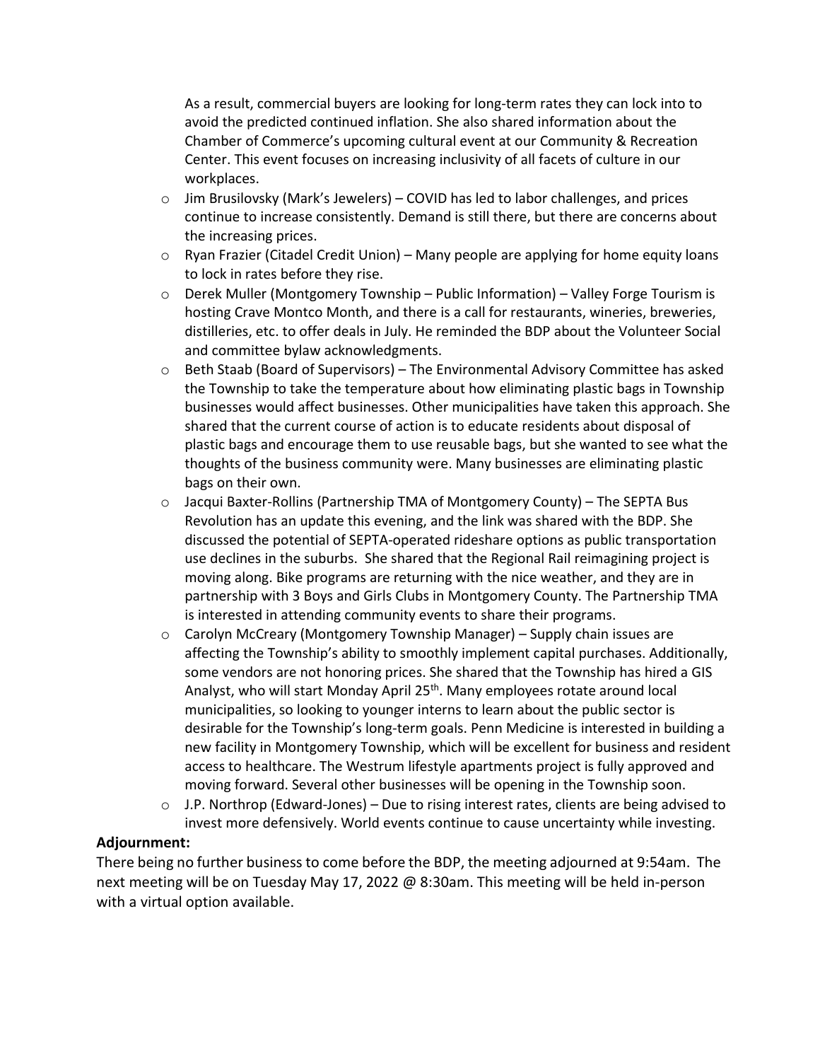As a result, commercial buyers are looking for long-term rates they can lock into to avoid the predicted continued inflation. She also shared information about the Chamber of Commerce's upcoming cultural event at our Community & Recreation Center. This event focuses on increasing inclusivity of all facets of culture in our workplaces.

- Jim Brusilovsky (Mark's Jewelers) – COVID has led to labor challenges, and prices continue to increase consistently. Demand is still there, but there are concerns about the increasing prices.
- Ryan Frazier (Citadel Credit Union) – Many people are applying for home equity loans to lock in rates before they rise.
- Derek Muller (Montgomery Township – Public Information) – Valley Forge Tourism is hosting Crave Montco Month, and there is a call for restaurants, wineries, breweries, distilleries, etc. to offer deals in July. He reminded the BDP about the Volunteer Social and committee bylaw acknowledgments.
- Beth Staab (Board of Supervisors) – The Environmental Advisory Committee has asked the Township to take the temperature about how eliminating plastic bags in Township businesses would affect businesses. Other municipalities have taken this approach. She shared that the current course of action is to educate residents about disposal of plastic bags and encourage them to use reusable bags, but she wanted to see what the thoughts of the business community were. Many businesses are eliminating plastic bags on their own.
- Jacqui Baxter-Rollins (Partnership TMA of Montgomery County) – The SEPTA Bus Revolution has an update this evening, and the link was shared with the BDP. She discussed the potential of SEPTA-operated rideshare options as public transportation use declines in the suburbs. She shared that the Regional Rail reimagining project is moving along. Bike programs are returning with the nice weather, and they are in partnership with 3 Boys and Girls Clubs in Montgomery County. The Partnership TMA is interested in attending community events to share their programs.
- Carolyn McCreary (Montgomery Township Manager) – Supply chain issues are affecting the Township's ability to smoothly implement capital purchases. Additionally, some vendors are not honoring prices. She shared that the Township has hired a GIS Analyst, who will start Monday April 25th. Many employees rotate around local municipalities, so looking to younger interns to learn about the public sector is desirable for the Township's long-term goals. Penn Medicine is interested in building a new facility in Montgomery Township, which will be excellent for business and resident access to healthcare. The Westrum lifestyle apartments project is fully approved and moving forward. Several other businesses will be opening in the Township soon.
- J.P. Northrop (Edward-Jones) – Due to rising interest rates, clients are being advised to invest more defensively. World events continue to cause uncertainty while investing.

**Adjournment:**

There being no further business to come before the BDP, the meeting adjourned at 9:54am. The next meeting will be on Tuesday May 17, 2022 @ 8:30am. This meeting will be held in-person with a virtual option available.